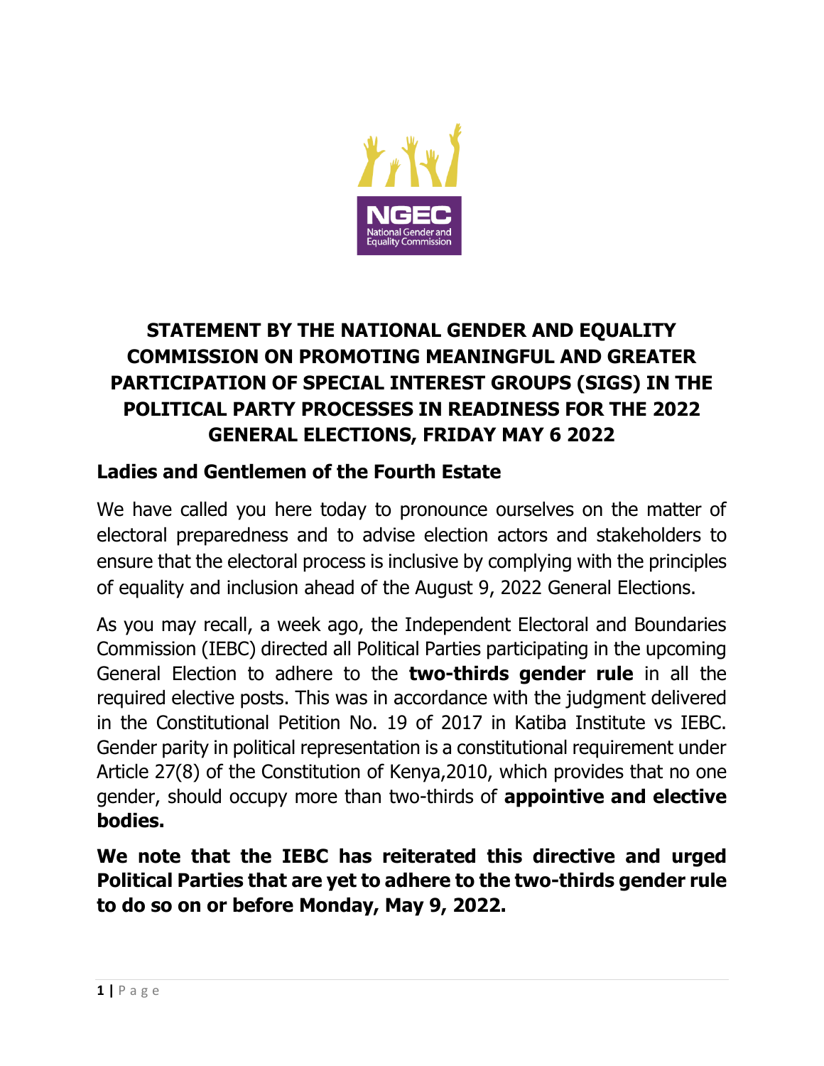# STATEMENT BY THE NATIONAL GENDER AND EQUALITY COMMISSION ON PROMOTING MEANINGFUL AND GREATER PARTICIPATION OF SPECIAL INTEREST GROUPS (SIGS) IN THE POLITICAL PARTY PROCESSES IN READINESS FOR THE 2022 GENERAL ELECTIONS, FRIDAY MAY 6 2022

## Ladies and Gentlemen of the Fourth Estate

We have called you here today to pronounce ourselves on the matter of electoral preparedness and to advise election actors and stakeholders to ensure that the electoral process is inclusive by complying with the principles of equality and inclusion ahead of the August 9, 2022 General Elections.

As you may recall, a week ago, the Independent Electoral and Boundaries Commission (IEBC) directed all Political Parties participating in the upcoming General Election to adhere to the **two-thirds gender rule** in all the required elective posts. This was in accordance with the judgment delivered in the Constitutional Petition No. 19 of 2017 in Katiba Institute vs IEBC. Gender parity in political representation is a constitutional requirement under Article 27(8) of the Constitution of Kenya,2010, which provides that no one gender, should occupy more than two-thirds of **appointive and elective bodies.**

**We note that the IEBC has reiterated this directive and urged Political Parties that are yet to adhere to the two-thirds gender rule to do so on or before Monday, May 9, 2022.**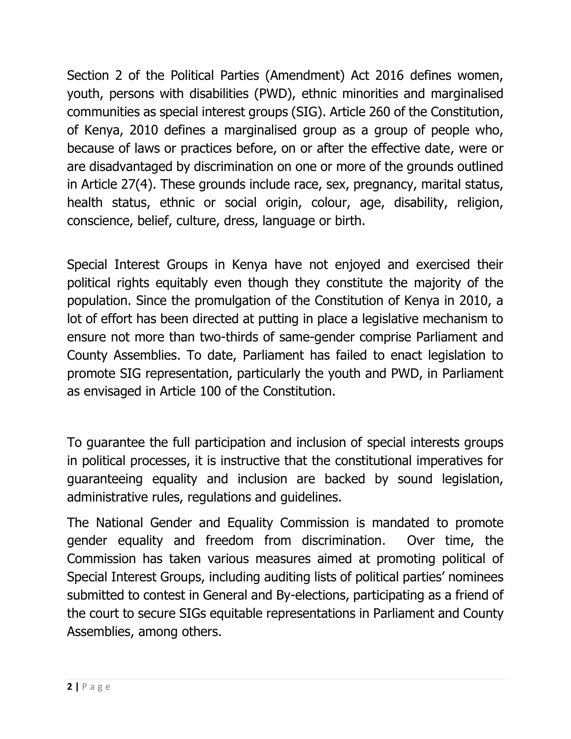Section 2 of the Political Parties (Amendment) Act 2016 defines women, youth, persons with disabilities (PWD), ethnic minorities and marginalised communities as special interest groups (SIG). Article 260 of the Constitution, of Kenya, 2010 defines a marginalised group as a group of people who, because of laws or practices before, on or after the effective date, were or are disadvantaged by discrimination on one or more of the grounds outlined in Article 27(4). These grounds include race, sex, pregnancy, marital status, health status, ethnic or social origin, colour, age, disability, religion, conscience, belief, culture, dress, language or birth.

Special Interest Groups in Kenya have not enjoyed and exercised their political rights equitably even though they constitute the majority of the population. Since the promulgation of the Constitution of Kenya in 2010, a lot of effort has been directed at putting in place a legislative mechanism to ensure not more than two-thirds of same-gender comprise Parliament and County Assemblies. To date, Parliament has failed to enact legislation to promote SIG representation, particularly the youth and PWD, in Parliament as envisaged in Article 100 of the Constitution.

To guarantee the full participation and inclusion of special interests groups in political processes, it is instructive that the constitutional imperatives for guaranteeing equality and inclusion are backed by sound legislation, administrative rules, regulations and guidelines.

The National Gender and Equality Commission is mandated to promote gender equality and freedom from discrimination. Over time, the Commission has taken various measures aimed at promoting political of Special Interest Groups, including auditing lists of political parties' nominees submitted to contest in General and By-elections, participating as a friend of the court to secure SIGs equitable representations in Parliament and County Assemblies, among others.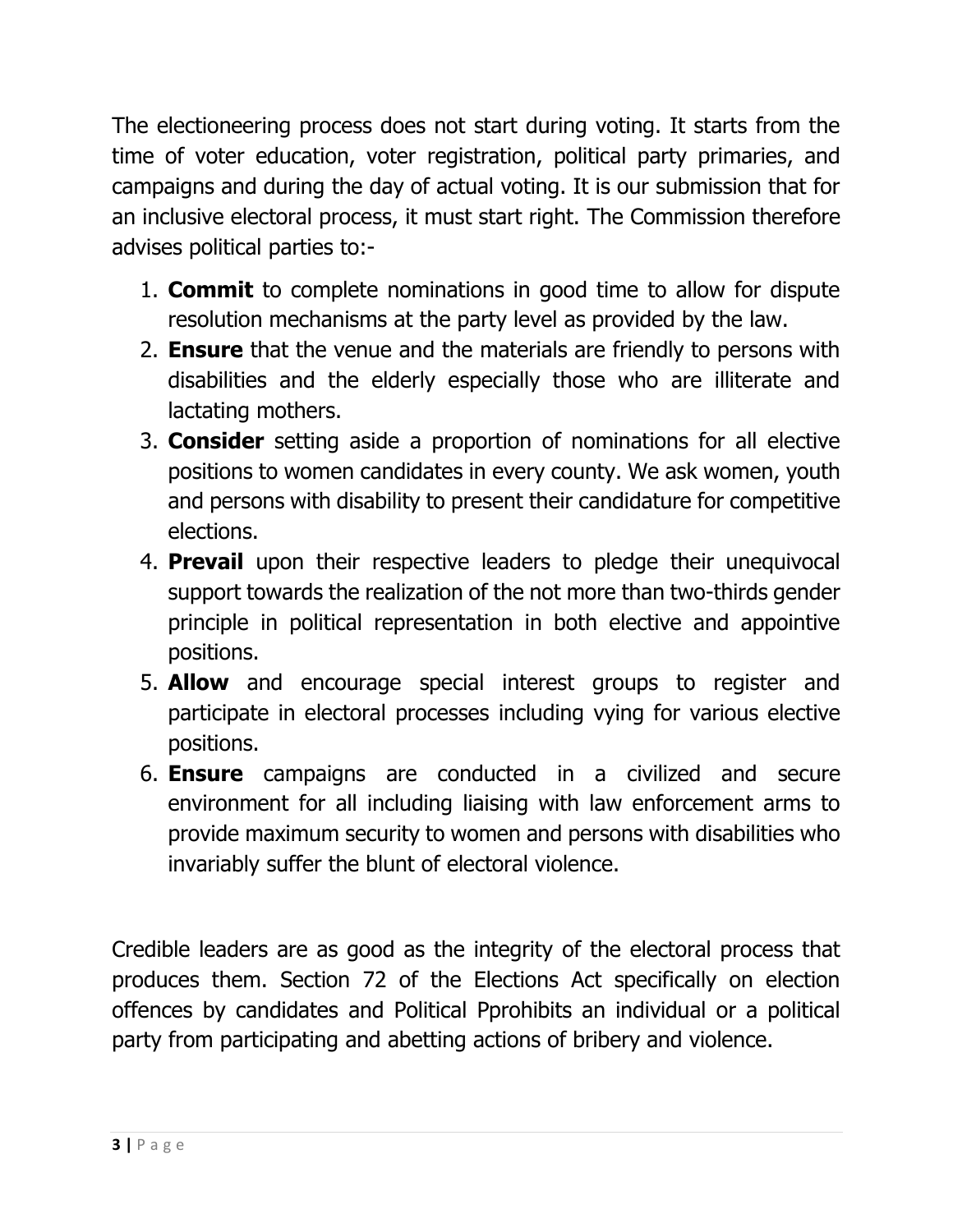The electioneering process does not start during voting. It starts from the time of voter education, voter registration, political party primaries, and campaigns and during the day of actual voting. It is our submission that for an inclusive electoral process, it must start right. The Commission therefore advises political parties to:-

1. **Commit** to complete nominations in good time to allow for dispute resolution mechanisms at the party level as provided by the law.
2. **Ensure** that the venue and the materials are friendly to persons with disabilities and the elderly especially those who are illiterate and lactating mothers.
3. **Consider** setting aside a proportion of nominations for all elective positions to women candidates in every county. We ask women, youth and persons with disability to present their candidature for competitive elections.
4. **Prevail** upon their respective leaders to pledge their unequivocal support towards the realization of the not more than two-thirds gender principle in political representation in both elective and appointive positions.
5. **Allow** and encourage special interest groups to register and participate in electoral processes including vying for various elective positions.
6. **Ensure** campaigns are conducted in a civilized and secure environment for all including liaising with law enforcement arms to provide maximum security to women and persons with disabilities who invariably suffer the blunt of electoral violence.

Credible leaders are as good as the integrity of the electoral process that produces them. Section 72 of the Elections Act specifically on election offences by candidates and Political Pprohibits an individual or a political party from participating and abetting actions of bribery and violence.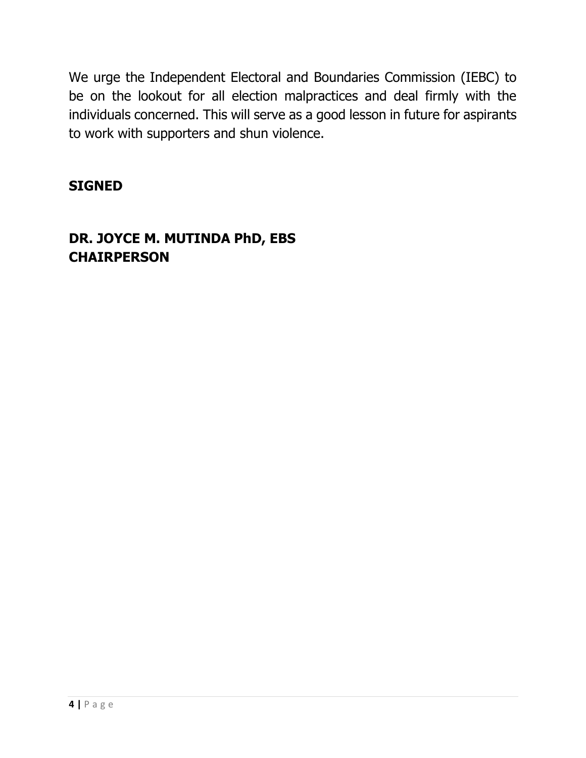We urge the Independent Electoral and Boundaries Commission (IEBC) to be on the lookout for all election malpractices and deal firmly with the individuals concerned. This will serve as a good lesson in future for aspirants to work with supporters and shun violence.

**SIGNED**

**DR. JOYCE M. MUTINDA PhD, EBS**
**CHAIRPERSON**